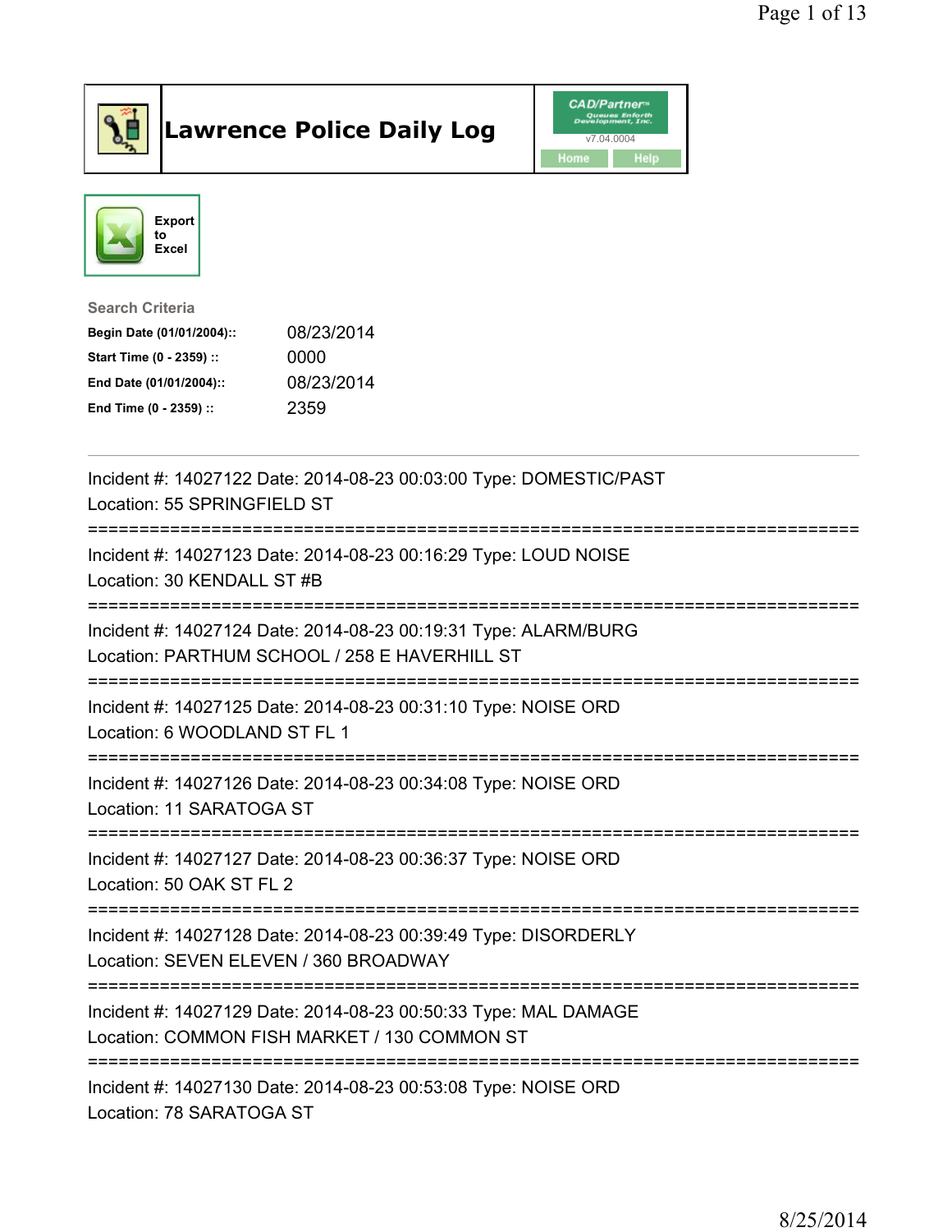# Lawrence Police Daily Log

CAD/Partner™ Queues Enforth Development, Inc.
v7.04.0004
Home | Help

Export to Excel

**Search Criteria**

| | |
|---|---|
| **Begin Date (01/01/2004)::** | 08/23/2014 |
| **Start Time (0 - 2359) ::** | 0000 |
| **End Date (01/01/2004)::** | 08/23/2014 |
| **End Time (0 - 2359) ::** | 2359 |

---

Incident #: 14027122 Date: 2014-08-23 00:03:00 Type: DOMESTIC/PAST
Location: 55 SPRINGFIELD ST

===========================================================================

Incident #: 14027123 Date: 2014-08-23 00:16:29 Type: LOUD NOISE
Location: 30 KENDALL ST #B

===========================================================================

Incident #: 14027124 Date: 2014-08-23 00:19:31 Type: ALARM/BURG
Location: PARTHUM SCHOOL / 258 E HAVERHILL ST

===========================================================================

Incident #: 14027125 Date: 2014-08-23 00:31:10 Type: NOISE ORD
Location: 6 WOODLAND ST FL 1

===========================================================================

Incident #: 14027126 Date: 2014-08-23 00:34:08 Type: NOISE ORD
Location: 11 SARATOGA ST

===========================================================================

Incident #: 14027127 Date: 2014-08-23 00:36:37 Type: NOISE ORD
Location: 50 OAK ST FL 2

===========================================================================

Incident #: 14027128 Date: 2014-08-23 00:39:49 Type: DISORDERLY
Location: SEVEN ELEVEN / 360 BROADWAY

===========================================================================

Incident #: 14027129 Date: 2014-08-23 00:50:33 Type: MAL DAMAGE
Location: COMMON FISH MARKET / 130 COMMON ST

===========================================================================

Incident #: 14027130 Date: 2014-08-23 00:53:08 Type: NOISE ORD
Location: 78 SARATOGA ST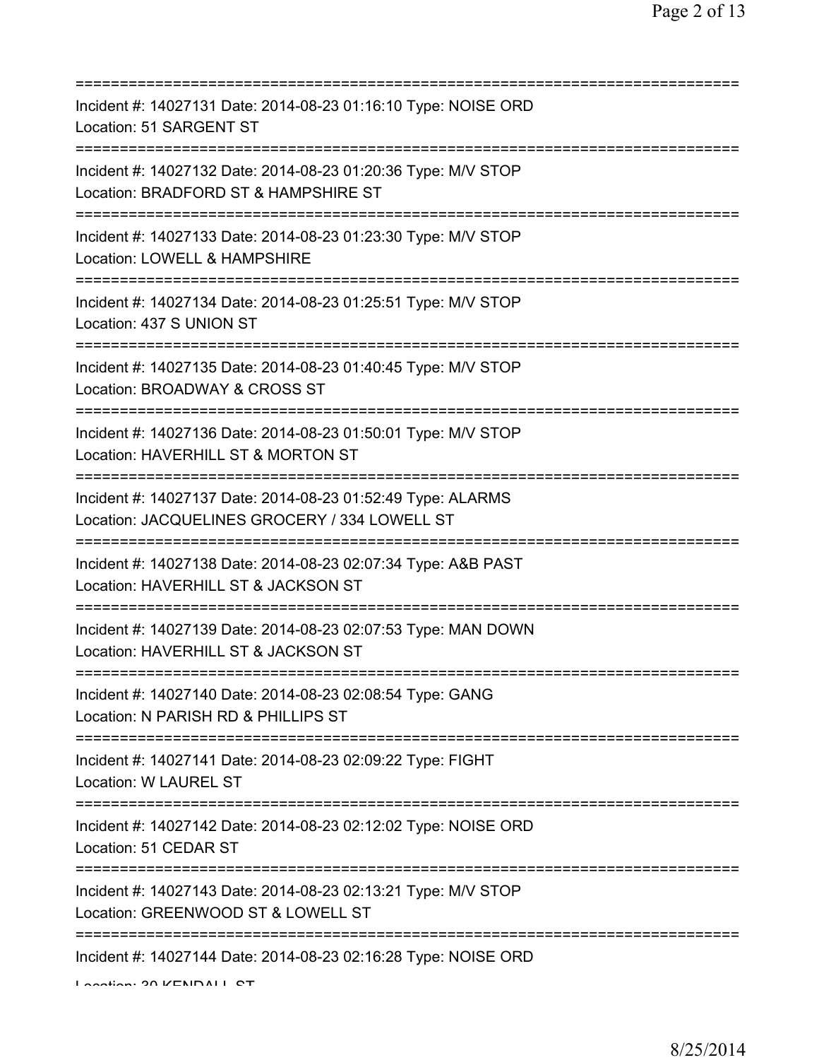===========================================================================

Incident #: 14027131 Date: 2014-08-23 01:16:10 Type: NOISE ORD
Location: 51 SARGENT ST

===========================================================================

Incident #: 14027132 Date: 2014-08-23 01:20:36 Type: M/V STOP
Location: BRADFORD ST & HAMPSHIRE ST

===========================================================================

Incident #: 14027133 Date: 2014-08-23 01:23:30 Type: M/V STOP
Location: LOWELL & HAMPSHIRE

===========================================================================

Incident #: 14027134 Date: 2014-08-23 01:25:51 Type: M/V STOP
Location: 437 S UNION ST

===========================================================================

Incident #: 14027135 Date: 2014-08-23 01:40:45 Type: M/V STOP
Location: BROADWAY & CROSS ST

===========================================================================

Incident #: 14027136 Date: 2014-08-23 01:50:01 Type: M/V STOP
Location: HAVERHILL ST & MORTON ST

===========================================================================

Incident #: 14027137 Date: 2014-08-23 01:52:49 Type: ALARMS
Location: JACQUELINES GROCERY / 334 LOWELL ST

===========================================================================

Incident #: 14027138 Date: 2014-08-23 02:07:34 Type: A&B PAST
Location: HAVERHILL ST & JACKSON ST

===========================================================================

Incident #: 14027139 Date: 2014-08-23 02:07:53 Type: MAN DOWN
Location: HAVERHILL ST & JACKSON ST

===========================================================================

Incident #: 14027140 Date: 2014-08-23 02:08:54 Type: GANG
Location: N PARISH RD & PHILLIPS ST

===========================================================================

Incident #: 14027141 Date: 2014-08-23 02:09:22 Type: FIGHT
Location: W LAUREL ST

===========================================================================

Incident #: 14027142 Date: 2014-08-23 02:12:02 Type: NOISE ORD
Location: 51 CEDAR ST

===========================================================================

Incident #: 14027143 Date: 2014-08-23 02:13:21 Type: M/V STOP
Location: GREENWOOD ST & LOWELL ST

===========================================================================

Incident #: 14027144 Date: 2014-08-23 02:16:28 Type: NOISE ORD
Location: 30 KENDALL ST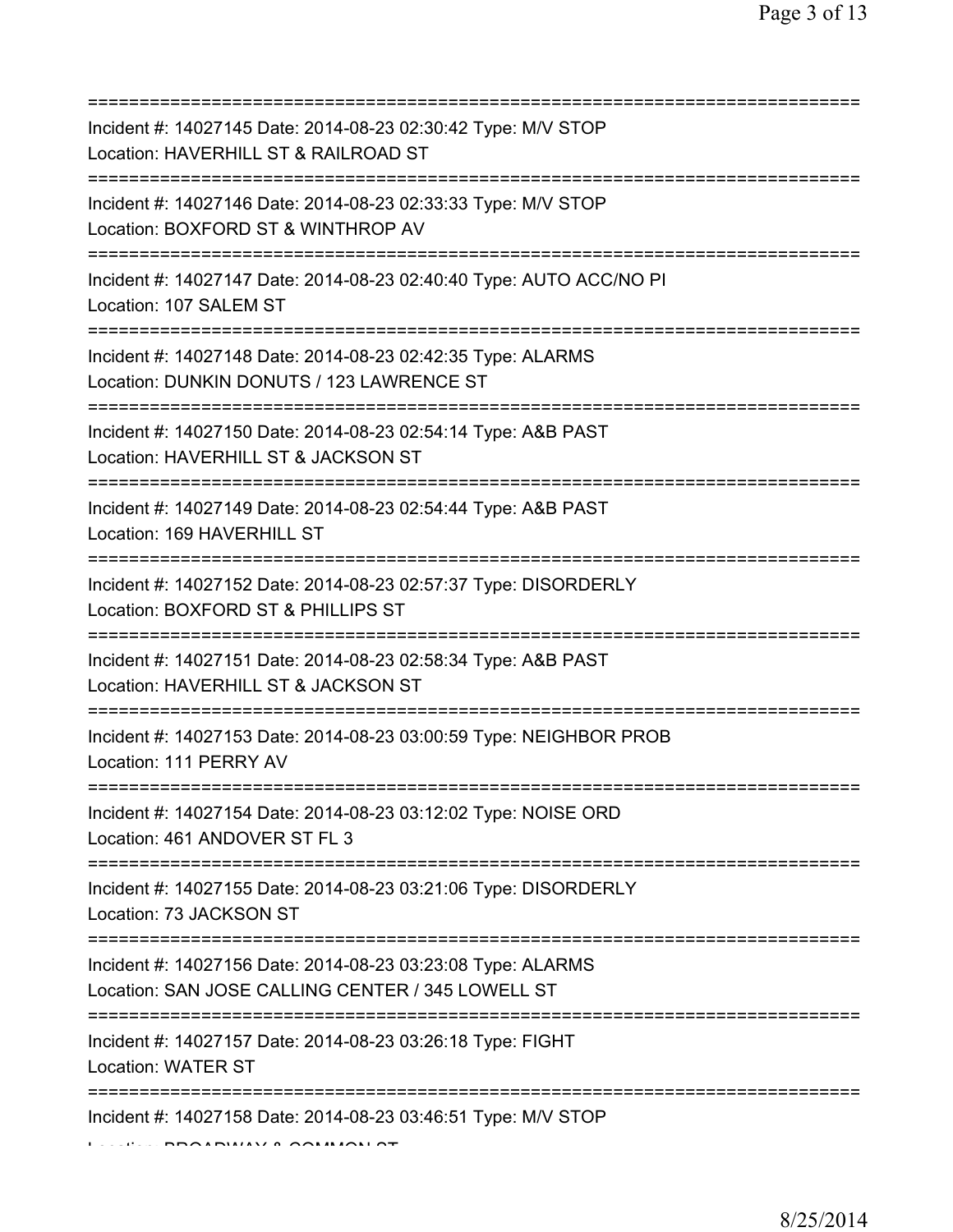==============================================================================
Incident #: 14027145 Date: 2014-08-23 02:30:42 Type: M/V STOP
Location: HAVERHILL ST & RAILROAD ST
==============================================================================
Incident #: 14027146 Date: 2014-08-23 02:33:33 Type: M/V STOP
Location: BOXFORD ST & WINTHROP AV
==============================================================================
Incident #: 14027147 Date: 2014-08-23 02:40:40 Type: AUTO ACC/NO PI
Location: 107 SALEM ST
==============================================================================
Incident #: 14027148 Date: 2014-08-23 02:42:35 Type: ALARMS
Location: DUNKIN DONUTS / 123 LAWRENCE ST
==============================================================================
Incident #: 14027150 Date: 2014-08-23 02:54:14 Type: A&B PAST
Location: HAVERHILL ST & JACKSON ST
==============================================================================
Incident #: 14027149 Date: 2014-08-23 02:54:44 Type: A&B PAST
Location: 169 HAVERHILL ST
==============================================================================
Incident #: 14027152 Date: 2014-08-23 02:57:37 Type: DISORDERLY
Location: BOXFORD ST & PHILLIPS ST
==============================================================================
Incident #: 14027151 Date: 2014-08-23 02:58:34 Type: A&B PAST
Location: HAVERHILL ST & JACKSON ST
==============================================================================
Incident #: 14027153 Date: 2014-08-23 03:00:59 Type: NEIGHBOR PROB
Location: 111 PERRY AV
==============================================================================
Incident #: 14027154 Date: 2014-08-23 03:12:02 Type: NOISE ORD
Location: 461 ANDOVER ST FL 3
==============================================================================
Incident #: 14027155 Date: 2014-08-23 03:21:06 Type: DISORDERLY
Location: 73 JACKSON ST
==============================================================================
Incident #: 14027156 Date: 2014-08-23 03:23:08 Type: ALARMS
Location: SAN JOSE CALLING CENTER / 345 LOWELL ST
==============================================================================
Incident #: 14027157 Date: 2014-08-23 03:26:18 Type: FIGHT
Location: WATER ST
==============================================================================
Incident #: 14027158 Date: 2014-08-23 03:46:51 Type: M/V STOP
Location: BROADWAY & COMMON ST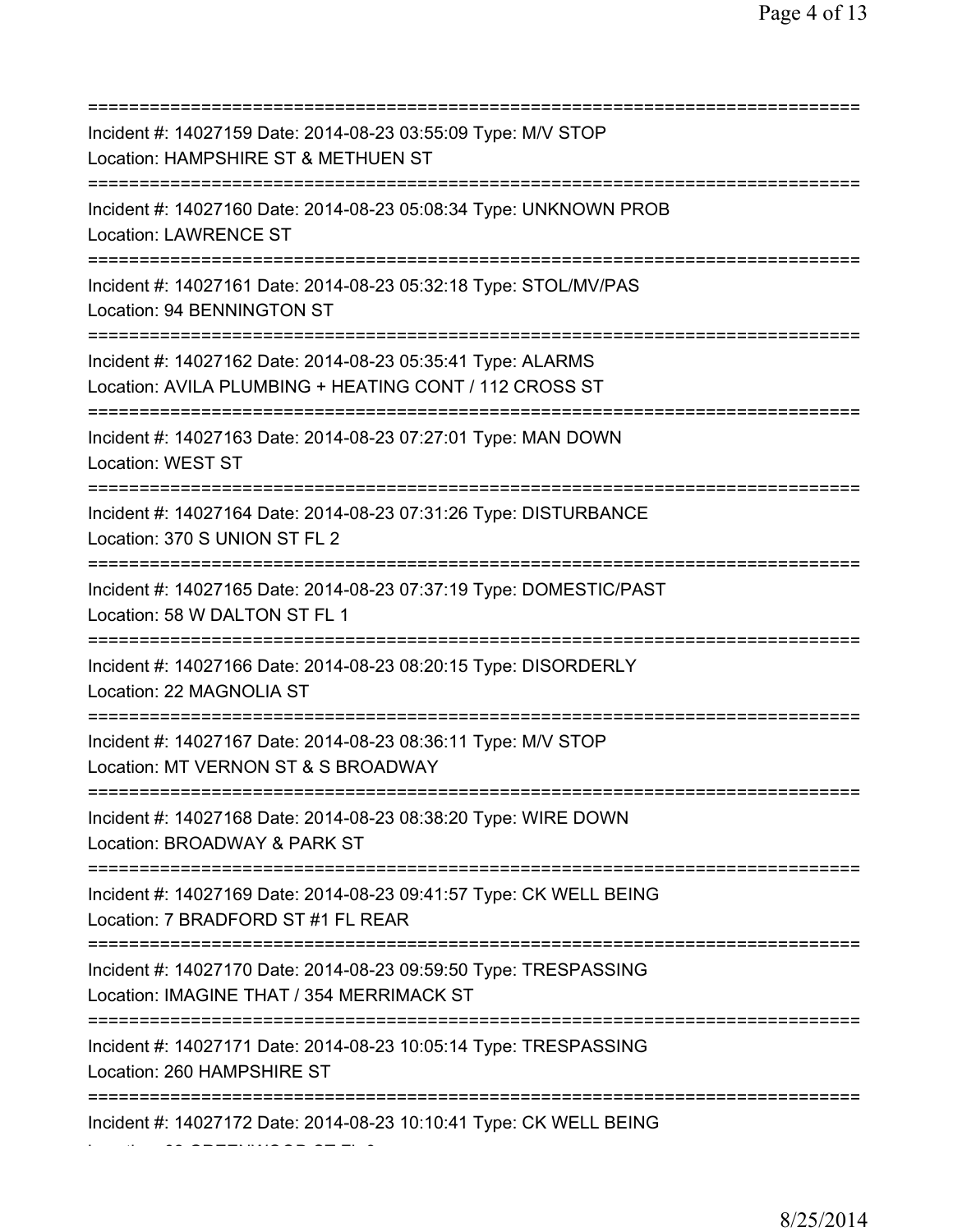===========================================================================

Incident #: 14027159 Date: 2014-08-23 03:55:09 Type: M/V STOP
Location: HAMPSHIRE ST & METHUEN ST

===========================================================================

Incident #: 14027160 Date: 2014-08-23 05:08:34 Type: UNKNOWN PROB
Location: LAWRENCE ST

===========================================================================

Incident #: 14027161 Date: 2014-08-23 05:32:18 Type: STOL/MV/PAS
Location: 94 BENNINGTON ST

===========================================================================

Incident #: 14027162 Date: 2014-08-23 05:35:41 Type: ALARMS
Location: AVILA PLUMBING + HEATING CONT / 112 CROSS ST

===========================================================================

Incident #: 14027163 Date: 2014-08-23 07:27:01 Type: MAN DOWN
Location: WEST ST

===========================================================================

Incident #: 14027164 Date: 2014-08-23 07:31:26 Type: DISTURBANCE
Location: 370 S UNION ST FL 2

===========================================================================

Incident #: 14027165 Date: 2014-08-23 07:37:19 Type: DOMESTIC/PAST
Location: 58 W DALTON ST FL 1

===========================================================================

Incident #: 14027166 Date: 2014-08-23 08:20:15 Type: DISORDERLY
Location: 22 MAGNOLIA ST

===========================================================================

Incident #: 14027167 Date: 2014-08-23 08:36:11 Type: M/V STOP
Location: MT VERNON ST & S BROADWAY

===========================================================================

Incident #: 14027168 Date: 2014-08-23 08:38:20 Type: WIRE DOWN
Location: BROADWAY & PARK ST

===========================================================================

Incident #: 14027169 Date: 2014-08-23 09:41:57 Type: CK WELL BEING
Location: 7 BRADFORD ST #1 FL REAR

===========================================================================

Incident #: 14027170 Date: 2014-08-23 09:59:50 Type: TRESPASSING
Location: IMAGINE THAT / 354 MERRIMACK ST

===========================================================================

Incident #: 14027171 Date: 2014-08-23 10:05:14 Type: TRESPASSING
Location: 260 HAMPSHIRE ST

===========================================================================

Incident #: 14027172 Date: 2014-08-23 10:10:41 Type: CK WELL BEING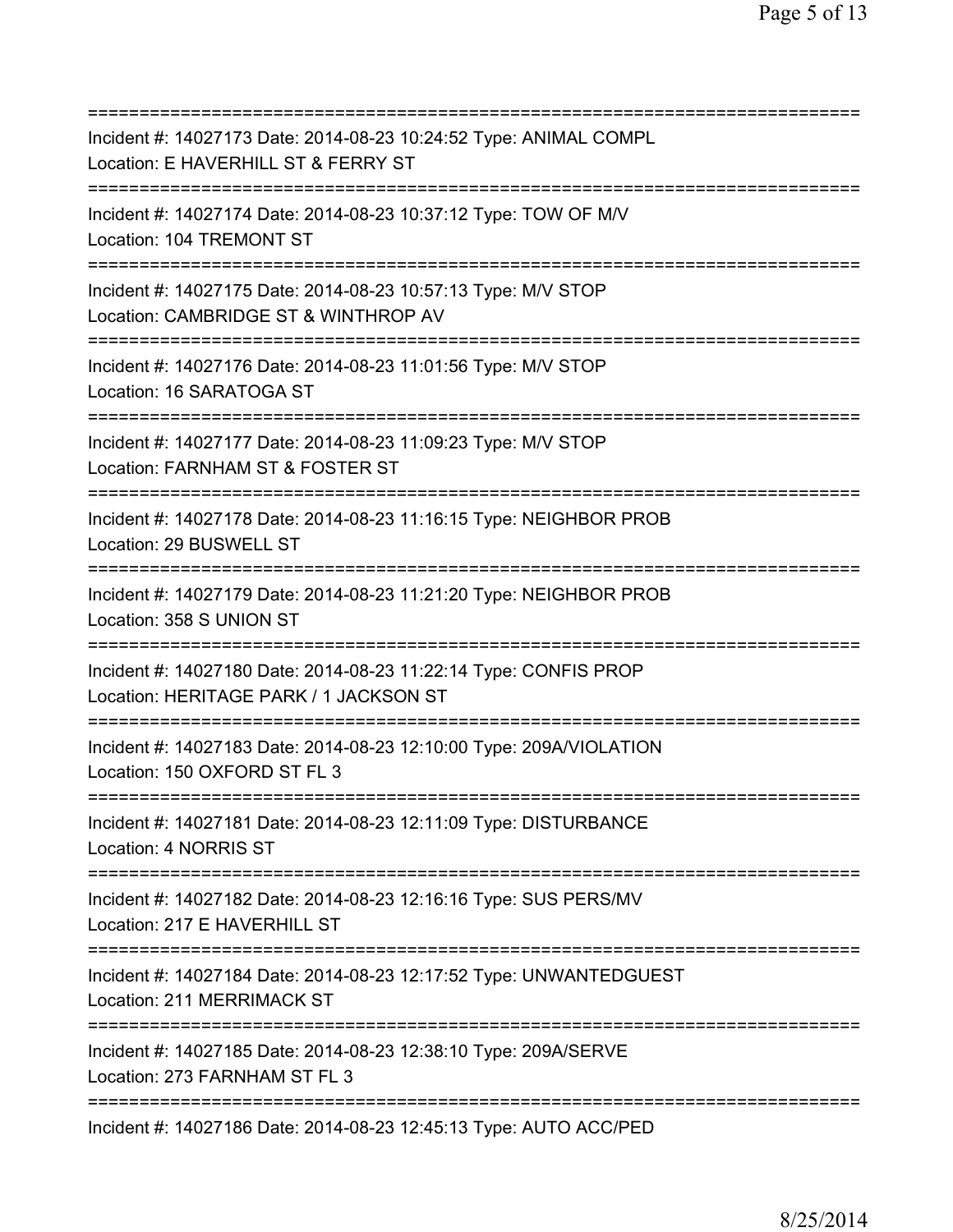===========================================================================

Incident #: 14027173 Date: 2014-08-23 10:24:52 Type: ANIMAL COMPL
Location: E HAVERHILL ST & FERRY ST

===========================================================================

Incident #: 14027174 Date: 2014-08-23 10:37:12 Type: TOW OF M/V
Location: 104 TREMONT ST

===========================================================================

Incident #: 14027175 Date: 2014-08-23 10:57:13 Type: M/V STOP
Location: CAMBRIDGE ST & WINTHROP AV

===========================================================================

Incident #: 14027176 Date: 2014-08-23 11:01:56 Type: M/V STOP
Location: 16 SARATOGA ST

===========================================================================

Incident #: 14027177 Date: 2014-08-23 11:09:23 Type: M/V STOP
Location: FARNHAM ST & FOSTER ST

===========================================================================

Incident #: 14027178 Date: 2014-08-23 11:16:15 Type: NEIGHBOR PROB
Location: 29 BUSWELL ST

===========================================================================

Incident #: 14027179 Date: 2014-08-23 11:21:20 Type: NEIGHBOR PROB
Location: 358 S UNION ST

===========================================================================

Incident #: 14027180 Date: 2014-08-23 11:22:14 Type: CONFIS PROP
Location: HERITAGE PARK / 1 JACKSON ST

===========================================================================

Incident #: 14027183 Date: 2014-08-23 12:10:00 Type: 209A/VIOLATION
Location: 150 OXFORD ST FL 3

===========================================================================

Incident #: 14027181 Date: 2014-08-23 12:11:09 Type: DISTURBANCE
Location: 4 NORRIS ST

===========================================================================

Incident #: 14027182 Date: 2014-08-23 12:16:16 Type: SUS PERS/MV
Location: 217 E HAVERHILL ST

===========================================================================

Incident #: 14027184 Date: 2014-08-23 12:17:52 Type: UNWANTEDGUEST
Location: 211 MERRIMACK ST

===========================================================================

Incident #: 14027185 Date: 2014-08-23 12:38:10 Type: 209A/SERVE
Location: 273 FARNHAM ST FL 3

===========================================================================

Incident #: 14027186 Date: 2014-08-23 12:45:13 Type: AUTO ACC/PED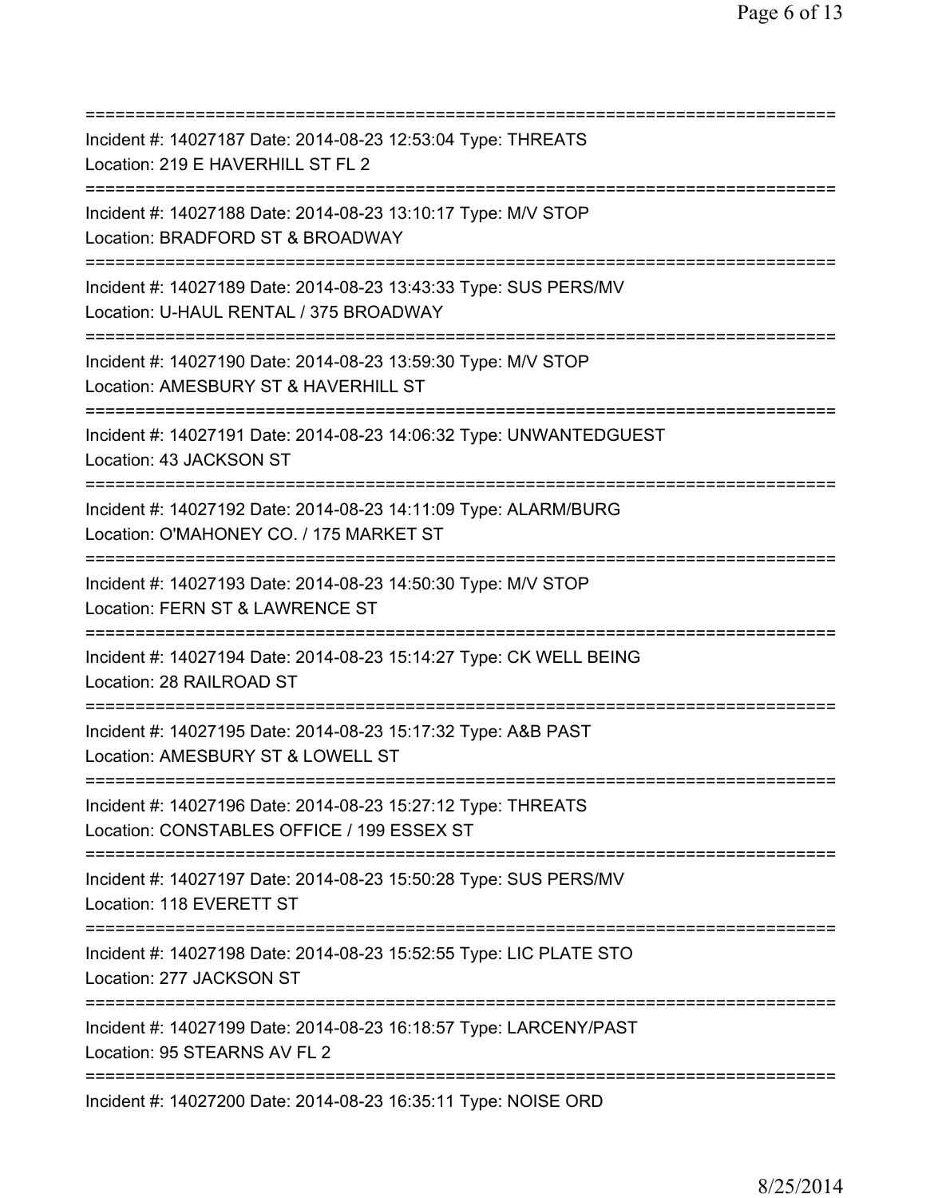===========================================================================
Incident #: 14027187 Date: 2014-08-23 12:53:04 Type: THREATS
Location: 219 E HAVERHILL ST FL 2
===========================================================================
Incident #: 14027188 Date: 2014-08-23 13:10:17 Type: M/V STOP
Location: BRADFORD ST & BROADWAY
===========================================================================
Incident #: 14027189 Date: 2014-08-23 13:43:33 Type: SUS PERS/MV
Location: U-HAUL RENTAL / 375 BROADWAY
===========================================================================
Incident #: 14027190 Date: 2014-08-23 13:59:30 Type: M/V STOP
Location: AMESBURY ST & HAVERHILL ST
===========================================================================
Incident #: 14027191 Date: 2014-08-23 14:06:32 Type: UNWANTEDGUEST
Location: 43 JACKSON ST
===========================================================================
Incident #: 14027192 Date: 2014-08-23 14:11:09 Type: ALARM/BURG
Location: O'MAHONEY CO. / 175 MARKET ST
===========================================================================
Incident #: 14027193 Date: 2014-08-23 14:50:30 Type: M/V STOP
Location: FERN ST & LAWRENCE ST
===========================================================================
Incident #: 14027194 Date: 2014-08-23 15:14:27 Type: CK WELL BEING
Location: 28 RAILROAD ST
===========================================================================
Incident #: 14027195 Date: 2014-08-23 15:17:32 Type: A&B PAST
Location: AMESBURY ST & LOWELL ST
===========================================================================
Incident #: 14027196 Date: 2014-08-23 15:27:12 Type: THREATS
Location: CONSTABLES OFFICE / 199 ESSEX ST
===========================================================================
Incident #: 14027197 Date: 2014-08-23 15:50:28 Type: SUS PERS/MV
Location: 118 EVERETT ST
===========================================================================
Incident #: 14027198 Date: 2014-08-23 15:52:55 Type: LIC PLATE STO
Location: 277 JACKSON ST
===========================================================================
Incident #: 14027199 Date: 2014-08-23 16:18:57 Type: LARCENY/PAST
Location: 95 STEARNS AV FL 2
===========================================================================
Incident #: 14027200 Date: 2014-08-23 16:35:11 Type: NOISE ORD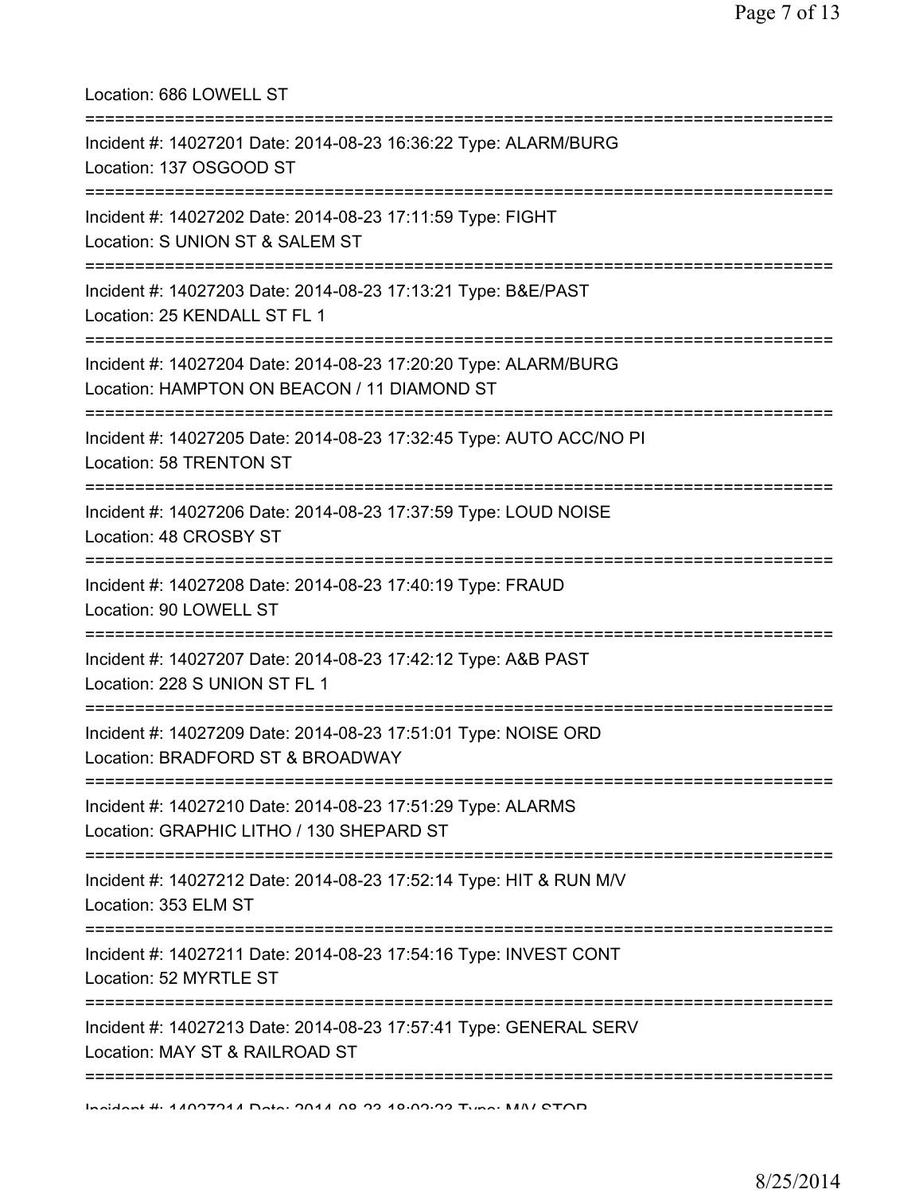Location: 686 LOWELL ST

===========================================================================

Incident #: 14027201 Date: 2014-08-23 16:36:22 Type: ALARM/BURG
Location: 137 OSGOOD ST

===========================================================================

Incident #: 14027202 Date: 2014-08-23 17:11:59 Type: FIGHT
Location: S UNION ST & SALEM ST

===========================================================================

Incident #: 14027203 Date: 2014-08-23 17:13:21 Type: B&E/PAST
Location: 25 KENDALL ST FL 1

===========================================================================

Incident #: 14027204 Date: 2014-08-23 17:20:20 Type: ALARM/BURG
Location: HAMPTON ON BEACON / 11 DIAMOND ST

===========================================================================

Incident #: 14027205 Date: 2014-08-23 17:32:45 Type: AUTO ACC/NO PI
Location: 58 TRENTON ST

===========================================================================

Incident #: 14027206 Date: 2014-08-23 17:37:59 Type: LOUD NOISE
Location: 48 CROSBY ST

===========================================================================

Incident #: 14027208 Date: 2014-08-23 17:40:19 Type: FRAUD
Location: 90 LOWELL ST

===========================================================================

Incident #: 14027207 Date: 2014-08-23 17:42:12 Type: A&B PAST
Location: 228 S UNION ST FL 1

===========================================================================

Incident #: 14027209 Date: 2014-08-23 17:51:01 Type: NOISE ORD
Location: BRADFORD ST & BROADWAY

===========================================================================

Incident #: 14027210 Date: 2014-08-23 17:51:29 Type: ALARMS
Location: GRAPHIC LITHO / 130 SHEPARD ST

===========================================================================

Incident #: 14027212 Date: 2014-08-23 17:52:14 Type: HIT & RUN M/V
Location: 353 ELM ST

===========================================================================

Incident #: 14027211 Date: 2014-08-23 17:54:16 Type: INVEST CONT
Location: 52 MYRTLE ST

===========================================================================

Incident #: 14027213 Date: 2014-08-23 17:57:41 Type: GENERAL SERV
Location: MAY ST & RAILROAD ST

===========================================================================

Incident #: 14027214 Date: 2014-08-23 18:02:23 Type: M/V STOP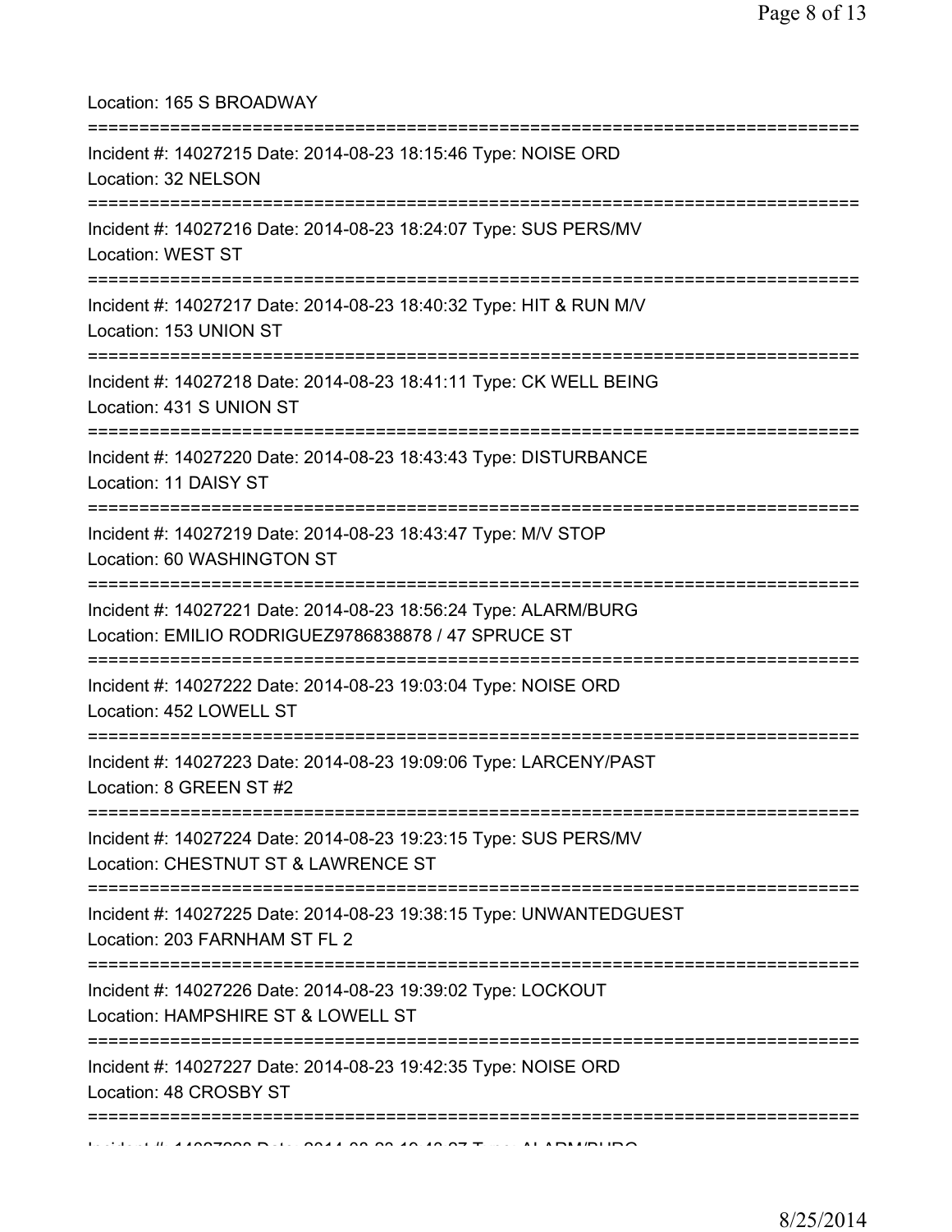Location: 165 S BROADWAY

===========================================================================

Incident #: 14027215 Date: 2014-08-23 18:15:46 Type: NOISE ORD
Location: 32 NELSON

===========================================================================

Incident #: 14027216 Date: 2014-08-23 18:24:07 Type: SUS PERS/MV
Location: WEST ST

===========================================================================

Incident #: 14027217 Date: 2014-08-23 18:40:32 Type: HIT & RUN M/V
Location: 153 UNION ST

===========================================================================

Incident #: 14027218 Date: 2014-08-23 18:41:11 Type: CK WELL BEING
Location: 431 S UNION ST

===========================================================================

Incident #: 14027220 Date: 2014-08-23 18:43:43 Type: DISTURBANCE
Location: 11 DAISY ST

===========================================================================

Incident #: 14027219 Date: 2014-08-23 18:43:47 Type: M/V STOP
Location: 60 WASHINGTON ST

===========================================================================

Incident #: 14027221 Date: 2014-08-23 18:56:24 Type: ALARM/BURG
Location: EMILIO RODRIGUEZ9786838878 / 47 SPRUCE ST

===========================================================================

Incident #: 14027222 Date: 2014-08-23 19:03:04 Type: NOISE ORD
Location: 452 LOWELL ST

===========================================================================

Incident #: 14027223 Date: 2014-08-23 19:09:06 Type: LARCENY/PAST
Location: 8 GREEN ST #2

===========================================================================

Incident #: 14027224 Date: 2014-08-23 19:23:15 Type: SUS PERS/MV
Location: CHESTNUT ST & LAWRENCE ST

===========================================================================

Incident #: 14027225 Date: 2014-08-23 19:38:15 Type: UNWANTEDGUEST
Location: 203 FARNHAM ST FL 2

===========================================================================

Incident #: 14027226 Date: 2014-08-23 19:39:02 Type: LOCKOUT
Location: HAMPSHIRE ST & LOWELL ST

===========================================================================

Incident #: 14027227 Date: 2014-08-23 19:42:35 Type: NOISE ORD
Location: 48 CROSBY ST

===========================================================================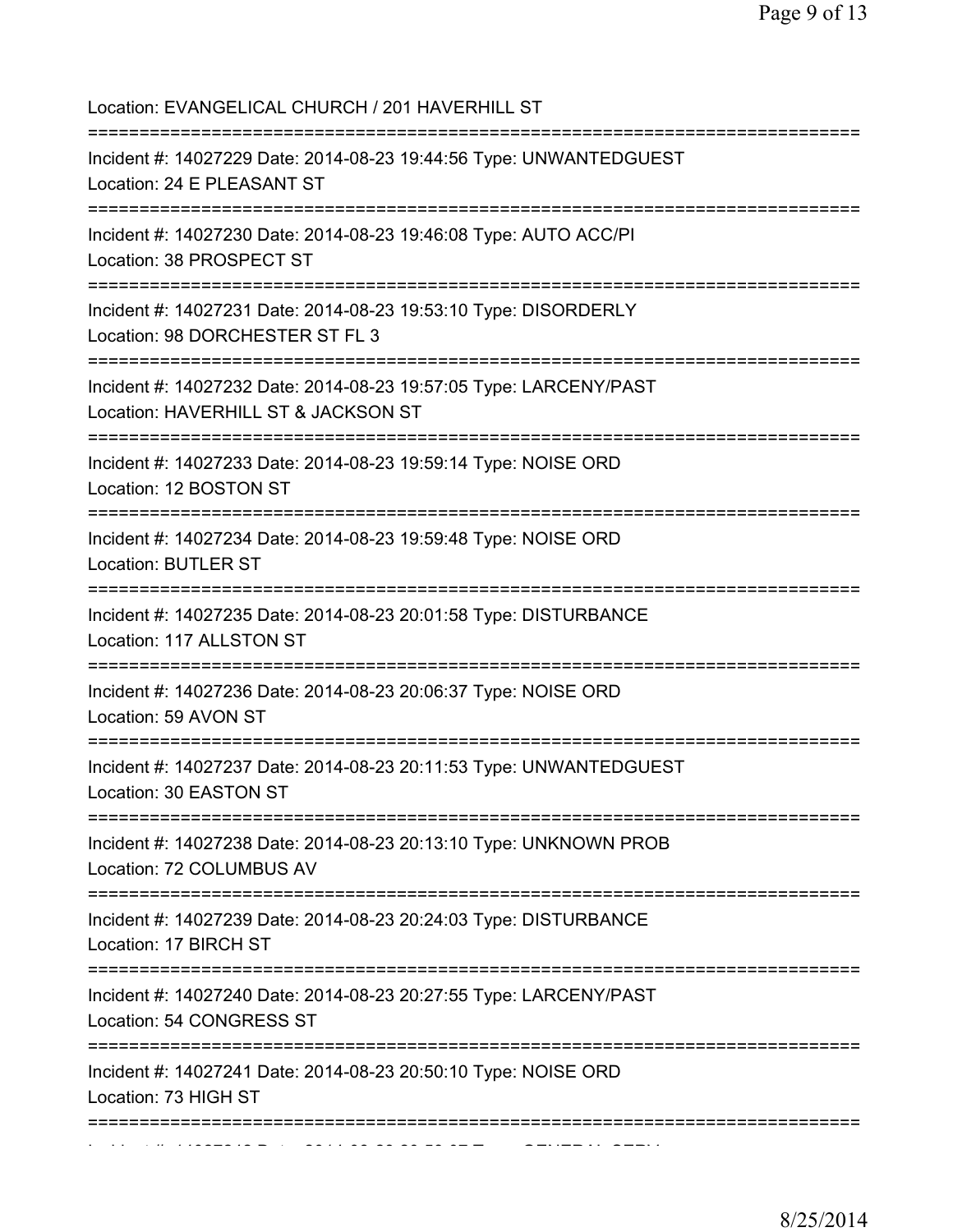Location: EVANGELICAL CHURCH / 201 HAVERHILL ST

===========================================================================

Incident #: 14027229 Date: 2014-08-23 19:44:56 Type: UNWANTEDGUEST
Location: 24 E PLEASANT ST

===========================================================================

Incident #: 14027230 Date: 2014-08-23 19:46:08 Type: AUTO ACC/PI
Location: 38 PROSPECT ST

===========================================================================

Incident #: 14027231 Date: 2014-08-23 19:53:10 Type: DISORDERLY
Location: 98 DORCHESTER ST FL 3

===========================================================================

Incident #: 14027232 Date: 2014-08-23 19:57:05 Type: LARCENY/PAST
Location: HAVERHILL ST & JACKSON ST

===========================================================================

Incident #: 14027233 Date: 2014-08-23 19:59:14 Type: NOISE ORD
Location: 12 BOSTON ST

===========================================================================

Incident #: 14027234 Date: 2014-08-23 19:59:48 Type: NOISE ORD
Location: BUTLER ST

===========================================================================

Incident #: 14027235 Date: 2014-08-23 20:01:58 Type: DISTURBANCE
Location: 117 ALLSTON ST

===========================================================================

Incident #: 14027236 Date: 2014-08-23 20:06:37 Type: NOISE ORD
Location: 59 AVON ST

===========================================================================

Incident #: 14027237 Date: 2014-08-23 20:11:53 Type: UNWANTEDGUEST
Location: 30 EASTON ST

===========================================================================

Incident #: 14027238 Date: 2014-08-23 20:13:10 Type: UNKNOWN PROB
Location: 72 COLUMBUS AV

===========================================================================

Incident #: 14027239 Date: 2014-08-23 20:24:03 Type: DISTURBANCE
Location: 17 BIRCH ST

===========================================================================

Incident #: 14027240 Date: 2014-08-23 20:27:55 Type: LARCENY/PAST
Location: 54 CONGRESS ST

===========================================================================

Incident #: 14027241 Date: 2014-08-23 20:50:10 Type: NOISE ORD
Location: 73 HIGH ST

===========================================================================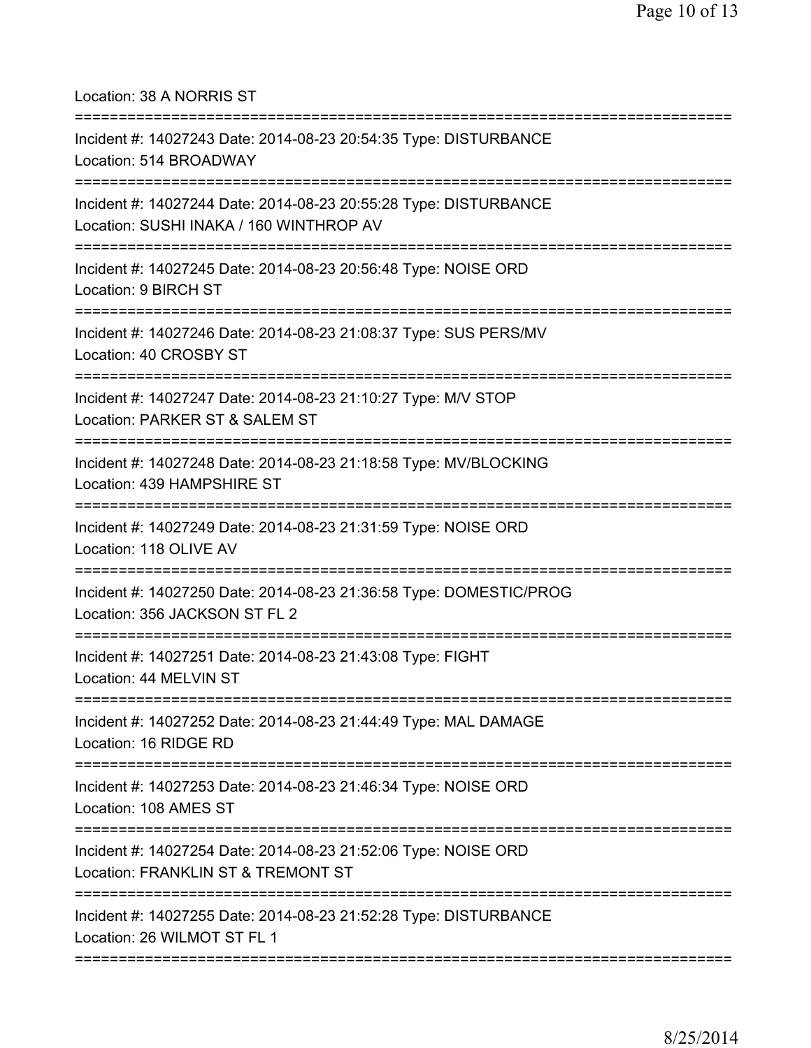Location: 38 A NORRIS ST

===========================================================================

Incident #: 14027243 Date: 2014-08-23 20:54:35 Type: DISTURBANCE
Location: 514 BROADWAY

===========================================================================

Incident #: 14027244 Date: 2014-08-23 20:55:28 Type: DISTURBANCE
Location: SUSHI INAKA / 160 WINTHROP AV

===========================================================================

Incident #: 14027245 Date: 2014-08-23 20:56:48 Type: NOISE ORD
Location: 9 BIRCH ST

===========================================================================

Incident #: 14027246 Date: 2014-08-23 21:08:37 Type: SUS PERS/MV
Location: 40 CROSBY ST

===========================================================================

Incident #: 14027247 Date: 2014-08-23 21:10:27 Type: M/V STOP
Location: PARKER ST & SALEM ST

===========================================================================

Incident #: 14027248 Date: 2014-08-23 21:18:58 Type: MV/BLOCKING
Location: 439 HAMPSHIRE ST

===========================================================================

Incident #: 14027249 Date: 2014-08-23 21:31:59 Type: NOISE ORD
Location: 118 OLIVE AV

===========================================================================

Incident #: 14027250 Date: 2014-08-23 21:36:58 Type: DOMESTIC/PROG
Location: 356 JACKSON ST FL 2

===========================================================================

Incident #: 14027251 Date: 2014-08-23 21:43:08 Type: FIGHT
Location: 44 MELVIN ST

===========================================================================

Incident #: 14027252 Date: 2014-08-23 21:44:49 Type: MAL DAMAGE
Location: 16 RIDGE RD

===========================================================================

Incident #: 14027253 Date: 2014-08-23 21:46:34 Type: NOISE ORD
Location: 108 AMES ST

===========================================================================

Incident #: 14027254 Date: 2014-08-23 21:52:06 Type: NOISE ORD
Location: FRANKLIN ST & TREMONT ST

===========================================================================

Incident #: 14027255 Date: 2014-08-23 21:52:28 Type: DISTURBANCE
Location: 26 WILMOT ST FL 1

===========================================================================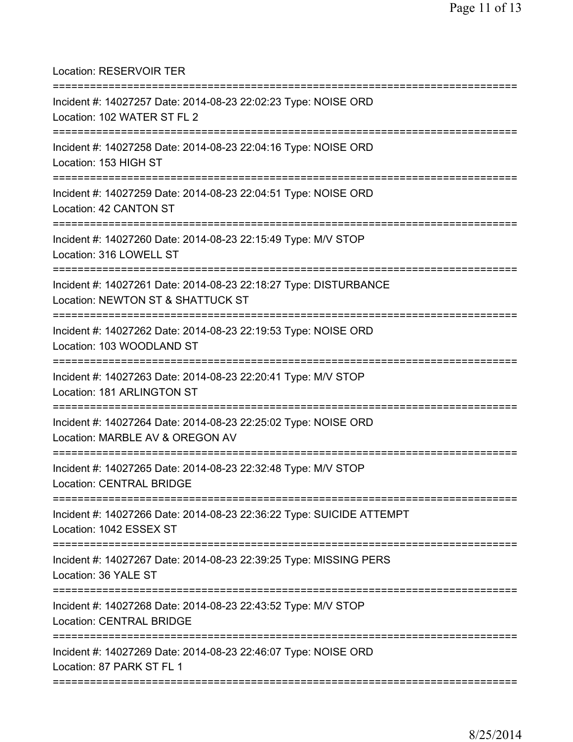Location: RESERVOIR TER

===========================================================================

Incident #: 14027257 Date: 2014-08-23 22:02:23 Type: NOISE ORD
Location: 102 WATER ST FL 2

===========================================================================

Incident #: 14027258 Date: 2014-08-23 22:04:16 Type: NOISE ORD
Location: 153 HIGH ST

===========================================================================

Incident #: 14027259 Date: 2014-08-23 22:04:51 Type: NOISE ORD
Location: 42 CANTON ST

===========================================================================

Incident #: 14027260 Date: 2014-08-23 22:15:49 Type: M/V STOP
Location: 316 LOWELL ST

===========================================================================

Incident #: 14027261 Date: 2014-08-23 22:18:27 Type: DISTURBANCE
Location: NEWTON ST & SHATTUCK ST

===========================================================================

Incident #: 14027262 Date: 2014-08-23 22:19:53 Type: NOISE ORD
Location: 103 WOODLAND ST

===========================================================================

Incident #: 14027263 Date: 2014-08-23 22:20:41 Type: M/V STOP
Location: 181 ARLINGTON ST

===========================================================================

Incident #: 14027264 Date: 2014-08-23 22:25:02 Type: NOISE ORD
Location: MARBLE AV & OREGON AV

===========================================================================

Incident #: 14027265 Date: 2014-08-23 22:32:48 Type: M/V STOP
Location: CENTRAL BRIDGE

===========================================================================

Incident #: 14027266 Date: 2014-08-23 22:36:22 Type: SUICIDE ATTEMPT
Location: 1042 ESSEX ST

===========================================================================

Incident #: 14027267 Date: 2014-08-23 22:39:25 Type: MISSING PERS
Location: 36 YALE ST

===========================================================================

Incident #: 14027268 Date: 2014-08-23 22:43:52 Type: M/V STOP
Location: CENTRAL BRIDGE

===========================================================================

Incident #: 14027269 Date: 2014-08-23 22:46:07 Type: NOISE ORD
Location: 87 PARK ST FL 1

===========================================================================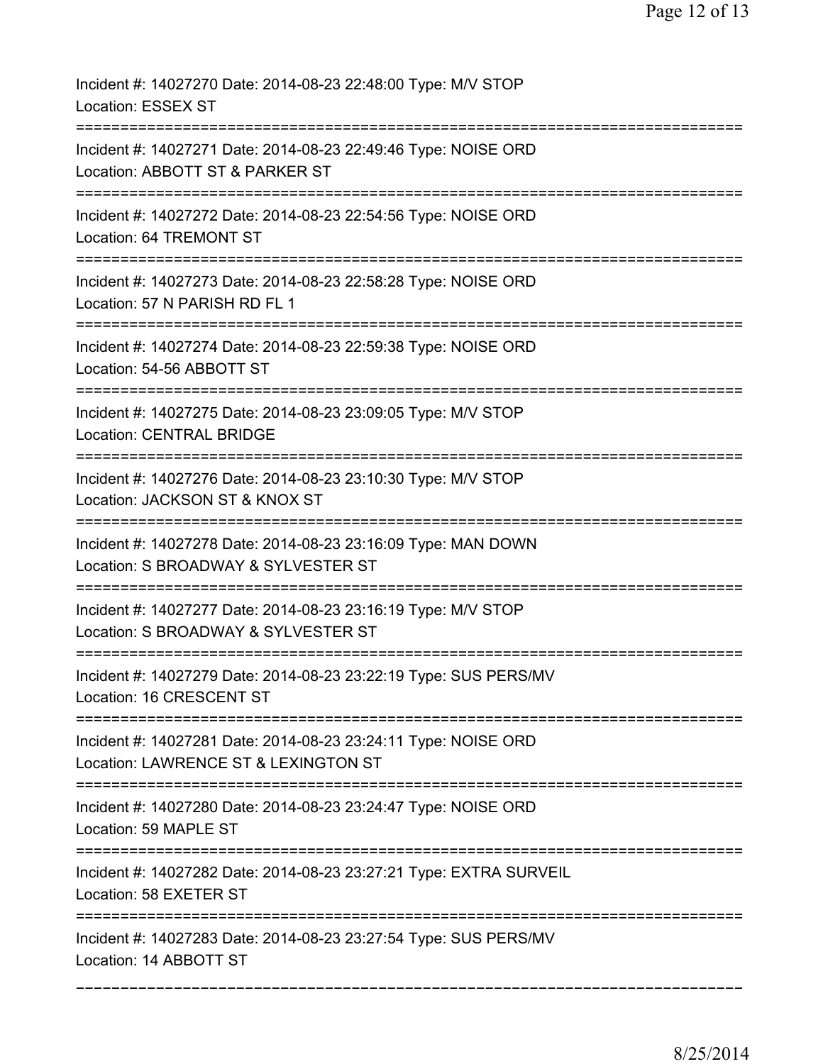Incident #: 14027270 Date: 2014-08-23 22:48:00 Type: M/V STOP
Location: ESSEX ST

===========================================================================

Incident #: 14027271 Date: 2014-08-23 22:49:46 Type: NOISE ORD
Location: ABBOTT ST & PARKER ST

===========================================================================

Incident #: 14027272 Date: 2014-08-23 22:54:56 Type: NOISE ORD
Location: 64 TREMONT ST

===========================================================================

Incident #: 14027273 Date: 2014-08-23 22:58:28 Type: NOISE ORD
Location: 57 N PARISH RD FL 1

===========================================================================

Incident #: 14027274 Date: 2014-08-23 22:59:38 Type: NOISE ORD
Location: 54-56 ABBOTT ST

===========================================================================

Incident #: 14027275 Date: 2014-08-23 23:09:05 Type: M/V STOP
Location: CENTRAL BRIDGE

===========================================================================

Incident #: 14027276 Date: 2014-08-23 23:10:30 Type: M/V STOP
Location: JACKSON ST & KNOX ST

===========================================================================

Incident #: 14027278 Date: 2014-08-23 23:16:09 Type: MAN DOWN
Location: S BROADWAY & SYLVESTER ST

===========================================================================

Incident #: 14027277 Date: 2014-08-23 23:16:19 Type: M/V STOP
Location: S BROADWAY & SYLVESTER ST

===========================================================================

Incident #: 14027279 Date: 2014-08-23 23:22:19 Type: SUS PERS/MV
Location: 16 CRESCENT ST

===========================================================================

Incident #: 14027281 Date: 2014-08-23 23:24:11 Type: NOISE ORD
Location: LAWRENCE ST & LEXINGTON ST

===========================================================================

Incident #: 14027280 Date: 2014-08-23 23:24:47 Type: NOISE ORD
Location: 59 MAPLE ST

===========================================================================

Incident #: 14027282 Date: 2014-08-23 23:27:21 Type: EXTRA SURVEIL
Location: 58 EXETER ST

===========================================================================

Incident #: 14027283 Date: 2014-08-23 23:27:54 Type: SUS PERS/MV
Location: 14 ABBOTT ST

---------------------------------------------------------------------------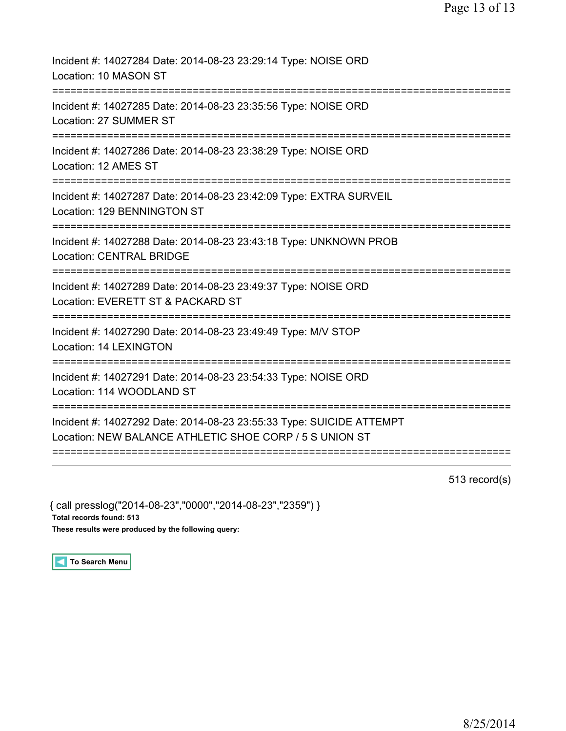Incident #: 14027284 Date: 2014-08-23 23:29:14 Type: NOISE ORD
Location: 10 MASON ST

===========================================================================

Incident #: 14027285 Date: 2014-08-23 23:35:56 Type: NOISE ORD
Location: 27 SUMMER ST

===========================================================================

Incident #: 14027286 Date: 2014-08-23 23:38:29 Type: NOISE ORD
Location: 12 AMES ST

===========================================================================

Incident #: 14027287 Date: 2014-08-23 23:42:09 Type: EXTRA SURVEIL
Location: 129 BENNINGTON ST

===========================================================================

Incident #: 14027288 Date: 2014-08-23 23:43:18 Type: UNKNOWN PROB
Location: CENTRAL BRIDGE

===========================================================================

Incident #: 14027289 Date: 2014-08-23 23:49:37 Type: NOISE ORD
Location: EVERETT ST & PACKARD ST

===========================================================================

Incident #: 14027290 Date: 2014-08-23 23:49:49 Type: M/V STOP
Location: 14 LEXINGTON

===========================================================================

Incident #: 14027291 Date: 2014-08-23 23:54:33 Type: NOISE ORD
Location: 114 WOODLAND ST

===========================================================================

Incident #: 14027292 Date: 2014-08-23 23:55:33 Type: SUICIDE ATTEMPT
Location: NEW BALANCE ATHLETIC SHOE CORP / 5 S UNION ST

===========================================================================

513 record(s)

{ call presslog("2014-08-23","0000","2014-08-23","2359") }

**Total records found: 513**

**These results were produced by the following query:**

To Search Menu

8/25/2014